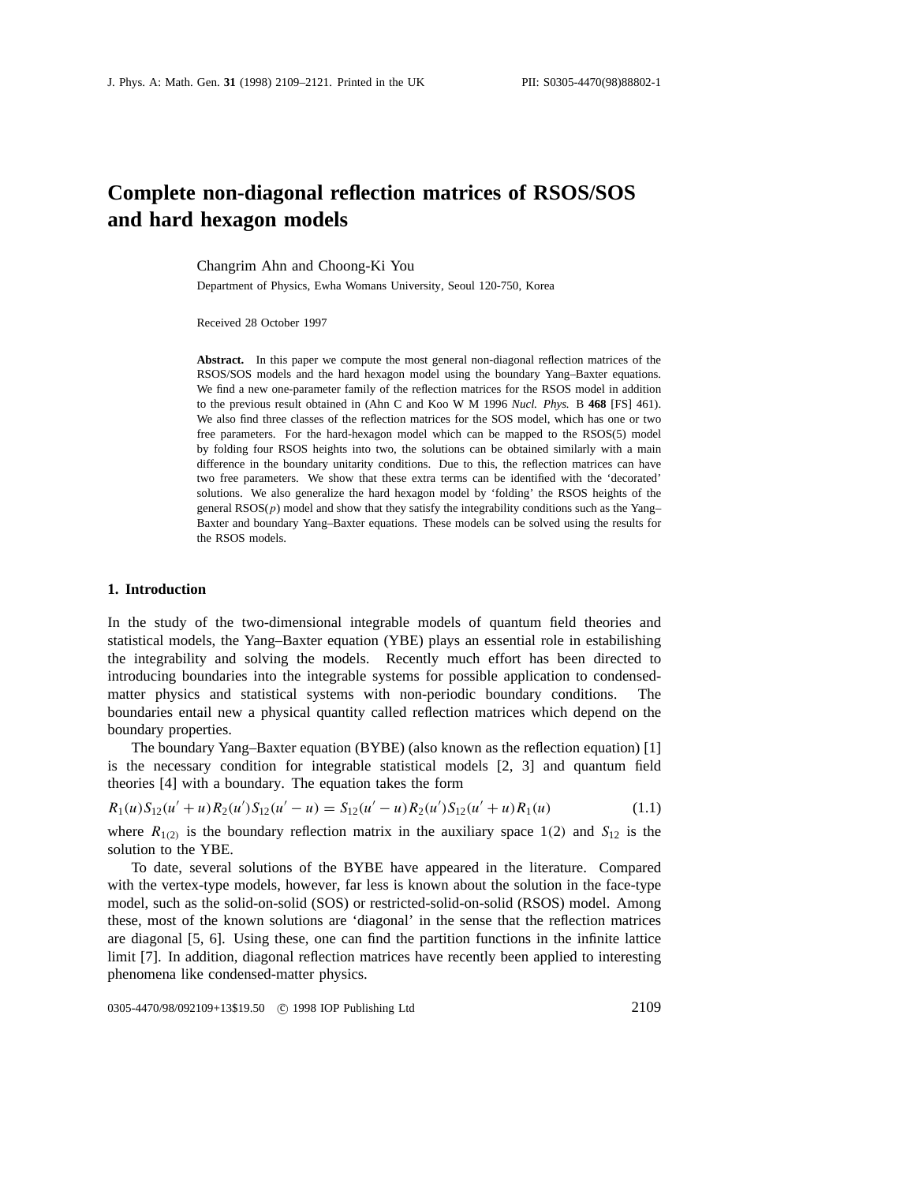# Complete non-diagonal reflection matrices of RSOS/SOS and hard hexagon models

Changrim Ahn and Choong-Ki You

Department of Physics, Ewha Womans University, Seoul 120-750, Korea

Received 28 October 1997

**Abstract.** In this paper we compute the most general non-diagonal reflection matrices of the RSOS/SOS models and the hard hexagon model using the boundary Yang–Baxter equations. We find a new one-parameter family of the reflection matrices for the RSOS model in addition to the previous result obtained in (Ahn C and Koo W M 1996 *Nucl. Phys.* B **468** [FS] 461). We also find three classes of the reflection matrices for the SOS model, which has one or two free parameters. For the hard-hexagon model which can be mapped to the RSOS(5) model by folding four RSOS heights into two, the solutions can be obtained similarly with a main difference in the boundary unitarity conditions. Due to this, the reflection matrices can have two free parameters. We show that these extra terms can be identified with the 'decorated' solutions. We also generalize the hard hexagon model by 'folding' the RSOS heights of the general RSOS($p$) model and show that they satisfy the integrability conditions such as the Yang–Baxter and boundary Yang–Baxter equations. These models can be solved using the results for the RSOS models.

## 1. Introduction

In the study of the two-dimensional integrable models of quantum field theories and statistical models, the Yang–Baxter equation (YBE) plays an essential role in estabilishing the integrability and solving the models. Recently much effort has been directed to introducing boundaries into the integrable systems for possible application to condensed-matter physics and statistical systems with non-periodic boundary conditions. The boundaries entail new a physical quantity called reflection matrices which depend on the boundary properties.

The boundary Yang–Baxter equation (BYBE) (also known as the reflection equation) [1] is the necessary condition for integrable statistical models [2, 3] and quantum field theories [4] with a boundary. The equation takes the form

$$R_1(u)S_{12}(u'+u)R_2(u')S_{12}(u'-u) = S_{12}(u'-u)R_2(u')S_{12}(u'+u)R_1(u) \tag{1.1}$$

where $R_{1(2)}$ is the boundary reflection matrix in the auxiliary space 1(2) and $S_{12}$ is the solution to the YBE.

To date, several solutions of the BYBE have appeared in the literature. Compared with the vertex-type models, however, far less is known about the solution in the face-type model, such as the solid-on-solid (SOS) or restricted-solid-on-solid (RSOS) model. Among these, most of the known solutions are 'diagonal' in the sense that the reflection matrices are diagonal [5, 6]. Using these, one can find the partition functions in the infinite lattice limit [7]. In addition, diagonal reflection matrices have recently been applied to interesting phenomena like condensed-matter physics.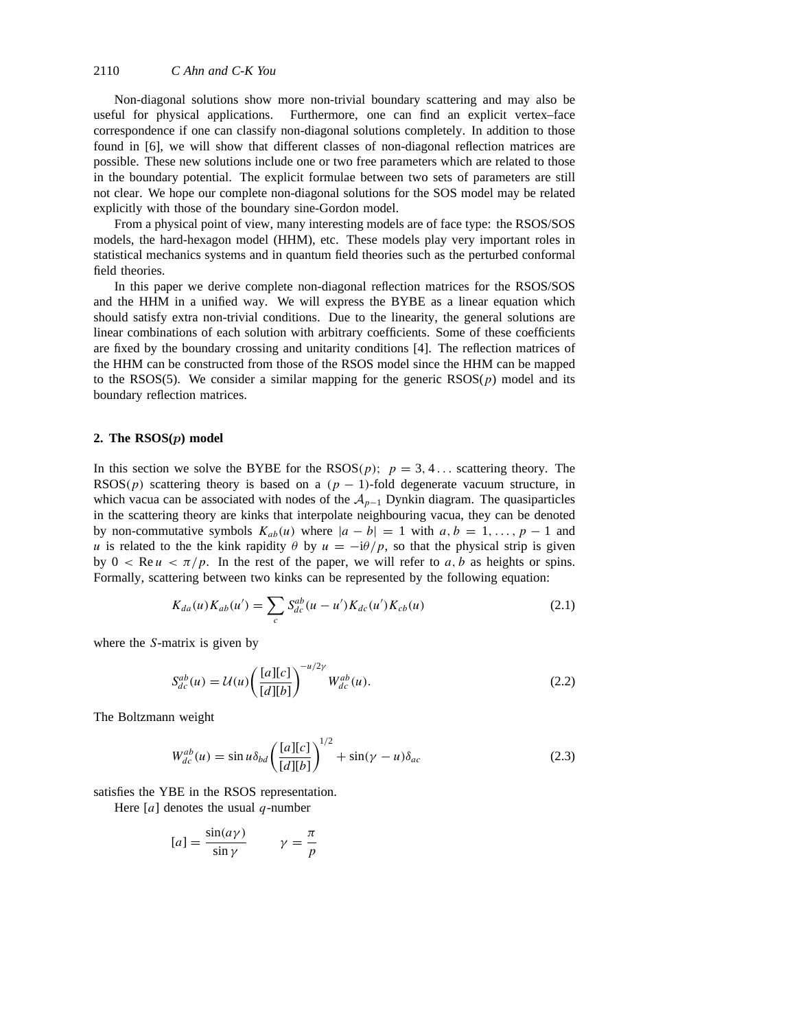Non-diagonal solutions show more non-trivial boundary scattering and may also be useful for physical applications. Furthermore, one can find an explicit vertex–face correspondence if one can classify non-diagonal solutions completely. In addition to those found in [6], we will show that different classes of non-diagonal reflection matrices are possible. These new solutions include one or two free parameters which are related to those in the boundary potential. The explicit formulae between two sets of parameters are still not clear. We hope our complete non-diagonal solutions for the SOS model may be related explicitly with those of the boundary sine-Gordon model.

From a physical point of view, many interesting models are of face type: the RSOS/SOS models, the hard-hexagon model (HHM), etc. These models play very important roles in statistical mechanics systems and in quantum field theories such as the perturbed conformal field theories.

In this paper we derive complete non-diagonal reflection matrices for the RSOS/SOS and the HHM in a unified way. We will express the BYBE as a linear equation which should satisfy extra non-trivial conditions. Due to the linearity, the general solutions are linear combinations of each solution with arbitrary coefficients. Some of these coefficients are fixed by the boundary crossing and unitarity conditions [4]. The reflection matrices of the HHM can be constructed from those of the RSOS model since the HHM can be mapped to the RSOS(5). We consider a similar mapping for the generic RSOS($p$) model and its boundary reflection matrices.

## 2. The RSOS($p$) model

In this section we solve the BYBE for the RSOS($p$); $p = 3, 4 \ldots$ scattering theory. The RSOS($p$) scattering theory is based on a $(p-1)$-fold degenerate vacuum structure, in which vacua can be associated with nodes of the $\mathcal{A}_{p-1}$ Dynkin diagram. The quasiparticles in the scattering theory are kinks that interpolate neighbouring vacua, they can be denoted by non-commutative symbols $K_{ab}(u)$ where $|a-b| = 1$ with $a, b = 1, \ldots, p-1$ and $u$ is related to the the kink rapidity $\theta$ by $u = -\mathrm{i}\theta/p$, so that the physical strip is given by $0 < \mathrm{Re}\, u < \pi/p$. In the rest of the paper, we will refer to $a, b$ as heights or spins. Formally, scattering between two kinks can be represented by the following equation:

$$K_{da}(u)K_{ab}(u') = \sum_c S_{dc}^{ab}(u-u')K_{dc}(u')K_{cb}(u) \tag{2.1}$$

where the $S$-matrix is given by

$$S_{dc}^{ab}(u) = \mathcal{U}(u)\left(\frac{[a][c]}{[d][b]}\right)^{-u/2\gamma} W_{dc}^{ab}(u). \tag{2.2}$$

The Boltzmann weight

$$W_{dc}^{ab}(u) = \sin u\,\delta_{bd}\left(\frac{[a][c]}{[d][b]}\right)^{1/2} + \sin(\gamma - u)\delta_{ac} \tag{2.3}$$

satisfies the YBE in the RSOS representation.

Here $[a]$ denotes the usual $q$-number

$$[a] = \frac{\sin(a\gamma)}{\sin\gamma} \qquad \gamma = \frac{\pi}{p}$$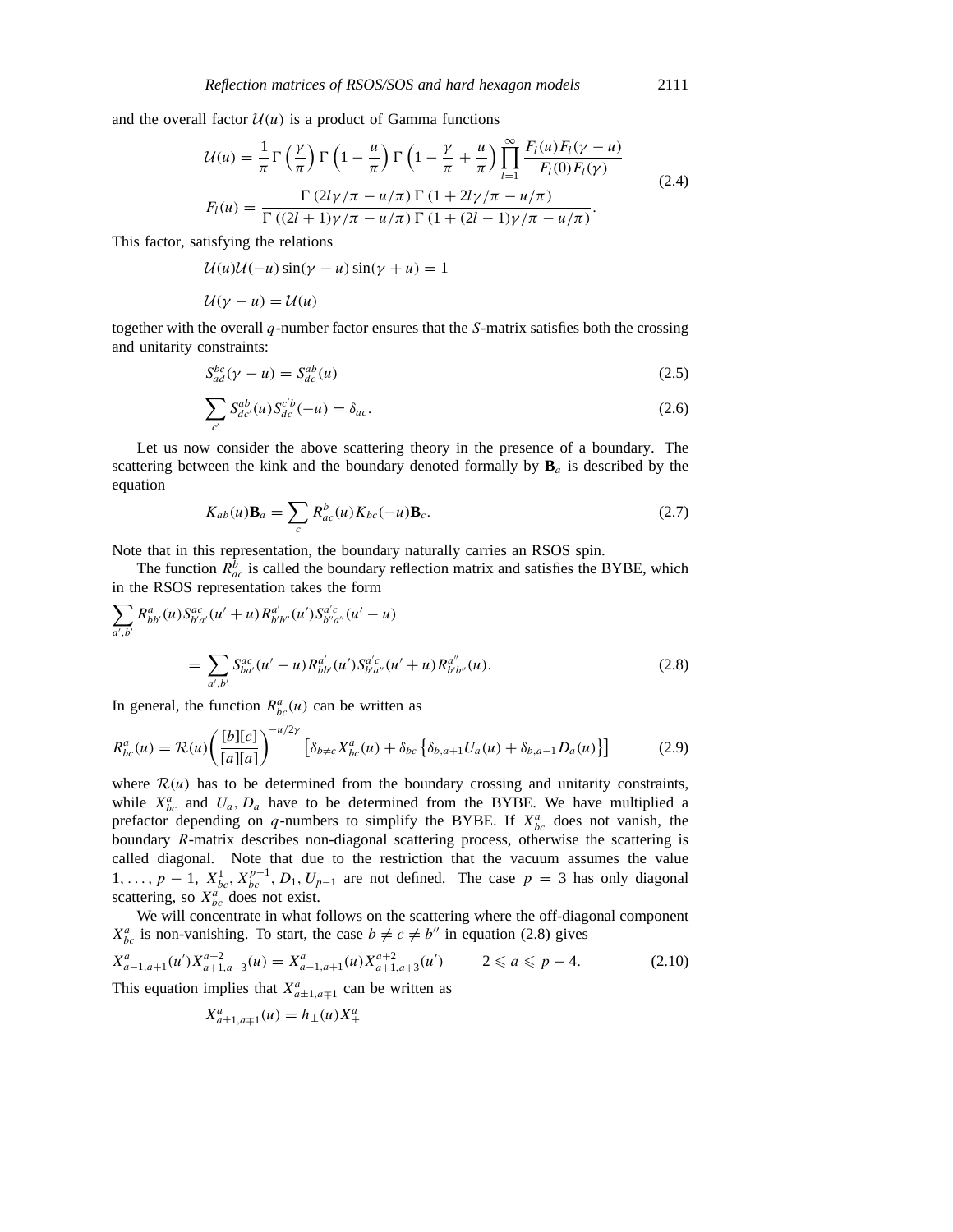and the overall factor $\mathcal{U}(u)$ is a product of Gamma functions

$$
\begin{aligned}
\mathcal{U}(u) &= \frac{1}{\pi}\Gamma\left(\frac{\gamma}{\pi}\right)\Gamma\left(1-\frac{u}{\pi}\right)\Gamma\left(1-\frac{\gamma}{\pi}+\frac{u}{\pi}\right)\prod_{l=1}^{\infty}\frac{F_l(u)F_l(\gamma-u)}{F_l(0)F_l(\gamma)} \\
F_l(u) &= \frac{\Gamma\left(2l\gamma/\pi-u/\pi\right)\Gamma\left(1+2l\gamma/\pi-u/\pi\right)}{\Gamma\left((2l+1)\gamma/\pi-u/\pi\right)\Gamma\left(1+(2l-1)\gamma/\pi-u/\pi\right)}.
\end{aligned}
\tag{2.4}
$$

This factor, satisfying the relations

$$
\mathcal{U}(u)\mathcal{U}(-u)\sin(\gamma-u)\sin(\gamma+u)=1
$$

$$
\mathcal{U}(\gamma-u)=\mathcal{U}(u)
$$

together with the overall $q$-number factor ensures that the $S$-matrix satisfies both the crossing and unitarity constraints:

$$
S_{ad}^{bc}(\gamma-u)=S_{dc}^{ab}(u) \tag{2.5}
$$

$$
\sum_{c'}S_{dc'}^{ab}(u)S_{dc}^{c'b}(-u)=\delta_{ac}. \tag{2.6}
$$

Let us now consider the above scattering theory in the presence of a boundary. The scattering between the kink and the boundary denoted formally by $\mathbf{B}_a$ is described by the equation

$$
K_{ab}(u)\mathbf{B}_a=\sum_c R_{ac}^b(u)K_{bc}(-u)\mathbf{B}_c. \tag{2.7}
$$

Note that in this representation, the boundary naturally carries an RSOS spin.

The function $R_{ac}^b$ is called the boundary reflection matrix and satisfies the BYBE, which in the RSOS representation takes the form

$$
\begin{aligned}
&\sum_{a',b'}R_{bb'}^a(u)S_{b'a'}^{ac}(u'+u)R_{b'b''}^{a'}(u')S_{b''a''}^{a'c}(u'-u) \\
&\qquad=\sum_{a',b'}S_{ba'}^{ac}(u'-u)R_{bb'}^{a'}(u')S_{b'a''}^{a'c}(u'+u)R_{b'b''}^{a''}(u).
\end{aligned}
\tag{2.8}
$$

In general, the function $R_{bc}^a(u)$ can be written as

$$
R_{bc}^a(u)=\mathcal{R}(u)\left(\frac{[b][c]}{[a][a]}\right)^{-u/2\gamma}\left[\delta_{b\neq c}X_{bc}^a(u)+\delta_{bc}\left\{\delta_{b,a+1}U_a(u)+\delta_{b,a-1}D_a(u)\right\}\right] \tag{2.9}
$$

where $\mathcal{R}(u)$ has to be determined from the boundary crossing and unitarity constraints, while $X_{bc}^a$ and $U_a$, $D_a$ have to be determined from the BYBE. We have multiplied a prefactor depending on $q$-numbers to simplify the BYBE. If $X_{bc}^a$ does not vanish, the boundary $R$-matrix describes non-diagonal scattering process, otherwise the scattering is called diagonal. Note that due to the restriction that the vacuum assumes the value $1,\ldots,p-1$, $X_{bc}^1, X_{bc}^{p-1}, D_1, U_{p-1}$ are not defined. The case $p=3$ has only diagonal scattering, so $X_{bc}^a$ does not exist.

We will concentrate in what follows on the scattering where the off-diagonal component $X_{bc}^a$ is non-vanishing. To start, the case $b\neq c\neq b''$ in equation (2.8) gives

$$
X_{a-1,a+1}^a(u')X_{a+1,a+3}^{a+2}(u)=X_{a-1,a+1}^a(u)X_{a+1,a+3}^{a+2}(u') \qquad 2\leqslant a\leqslant p-4. \tag{2.10}
$$

This equation implies that $X_{a\pm1,a\mp1}^a$ can be written as

$$
X_{a\pm1,a\mp1}^a(u)=h_\pm(u)X_\pm^a
$$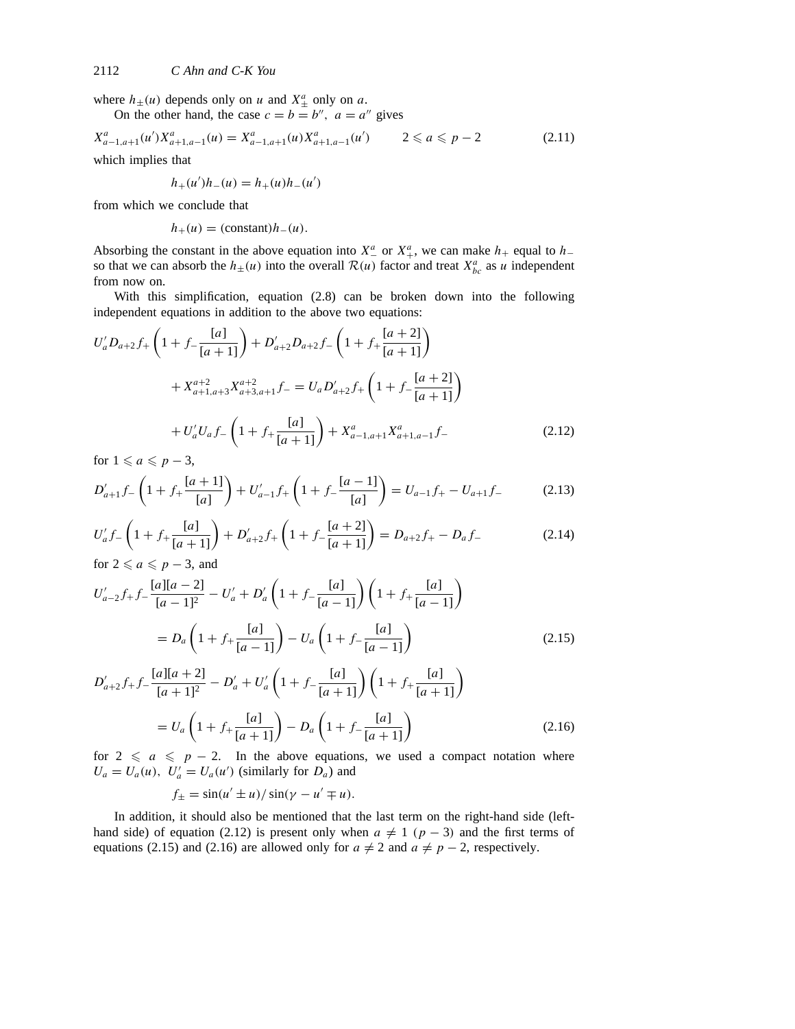where $h_{\pm}(u)$ depends only on $u$ and $X^a_{\pm}$ only on $a$.

On the other hand, the case $c = b = b''$, $a = a''$ gives

$$X^a_{a-1,a+1}(u')X^a_{a+1,a-1}(u) = X^a_{a-1,a+1}(u)X^a_{a+1,a-1}(u') \qquad 2 \leqslant a \leqslant p-2 \tag{2.11}$$

which implies that

$$h_+(u')h_-(u) = h_+(u)h_-(u')$$

from which we conclude that

$$h_+(u) = (\text{constant})h_-(u).$$

Absorbing the constant in the above equation into $X^a_-$ or $X^a_+$, we can make $h_+$ equal to $h_-$ so that we can absorb the $h_{\pm}(u)$ into the overall $\mathcal{R}(u)$ factor and treat $X^a_{bc}$ as $u$ independent from now on.

With this simplification, equation (2.8) can be broken down into the following independent equations in addition to the above two equations:

$$\begin{aligned}
U'_a D_{a+2} f_+ \left(1 + f_- \frac{[a]}{[a+1]}\right) &+ D'_{a+2} D_{a+2} f_- \left(1 + f_+ \frac{[a+2]}{[a+1]}\right) \\
&+ X^{a+2}_{a+1,a+3} X^{a+2}_{a+3,a+1} f_- = U_a D'_{a+2} f_+ \left(1 + f_- \frac{[a+2]}{[a+1]}\right) \\
&+ U'_a U_a f_- \left(1 + f_+ \frac{[a]}{[a+1]}\right) + X^a_{a-1,a+1} X^a_{a+1,a-1} f_-
\end{aligned} \tag{2.12}$$

for $1 \leqslant a \leqslant p-3$,

$$D'_{a+1} f_- \left(1 + f_+ \frac{[a+1]}{[a]}\right) + U'_{a-1} f_+ \left(1 + f_- \frac{[a-1]}{[a]}\right) = U_{a-1} f_+ - U_{a+1} f_- \tag{2.13}$$

$$U'_a f_- \left(1 + f_+ \frac{[a]}{[a+1]}\right) + D'_{a+2} f_+ \left(1 + f_- \frac{[a+2]}{[a+1]}\right) = D_{a+2} f_+ - D_a f_- \tag{2.14}$$

for $2 \leqslant a \leqslant p-3$, and

$$\begin{aligned}
U'_{a-2} f_+ f_- \frac{[a][a-2]}{[a-1]^2} - U'_a &+ D'_a \left(1 + f_- \frac{[a]}{[a-1]}\right)\left(1 + f_+ \frac{[a]}{[a-1]}\right) \\
&= D_a \left(1 + f_+ \frac{[a]}{[a-1]}\right) - U_a \left(1 + f_- \frac{[a]}{[a-1]}\right)
\end{aligned} \tag{2.15}$$

$$\begin{aligned}
D'_{a+2} f_+ f_- \frac{[a][a+2]}{[a+1]^2} - D'_a &+ U'_a \left(1 + f_- \frac{[a]}{[a+1]}\right)\left(1 + f_+ \frac{[a]}{[a+1]}\right) \\
&= U_a \left(1 + f_+ \frac{[a]}{[a+1]}\right) - D_a \left(1 + f_- \frac{[a]}{[a+1]}\right)
\end{aligned} \tag{2.16}$$

for $2 \leqslant a \leqslant p-2$. In the above equations, we used a compact notation where $U_a = U_a(u)$, $U'_a = U_a(u')$ (similarly for $D_a$) and

$$f_{\pm} = \sin(u' \pm u)/\sin(\gamma - u' \mp u).$$

In addition, it should also be mentioned that the last term on the right-hand side (left-hand side) of equation (2.12) is present only when $a \neq 1$ $(p-3)$ and the first terms of equations (2.15) and (2.16) are allowed only for $a \neq 2$ and $a \neq p-2$, respectively.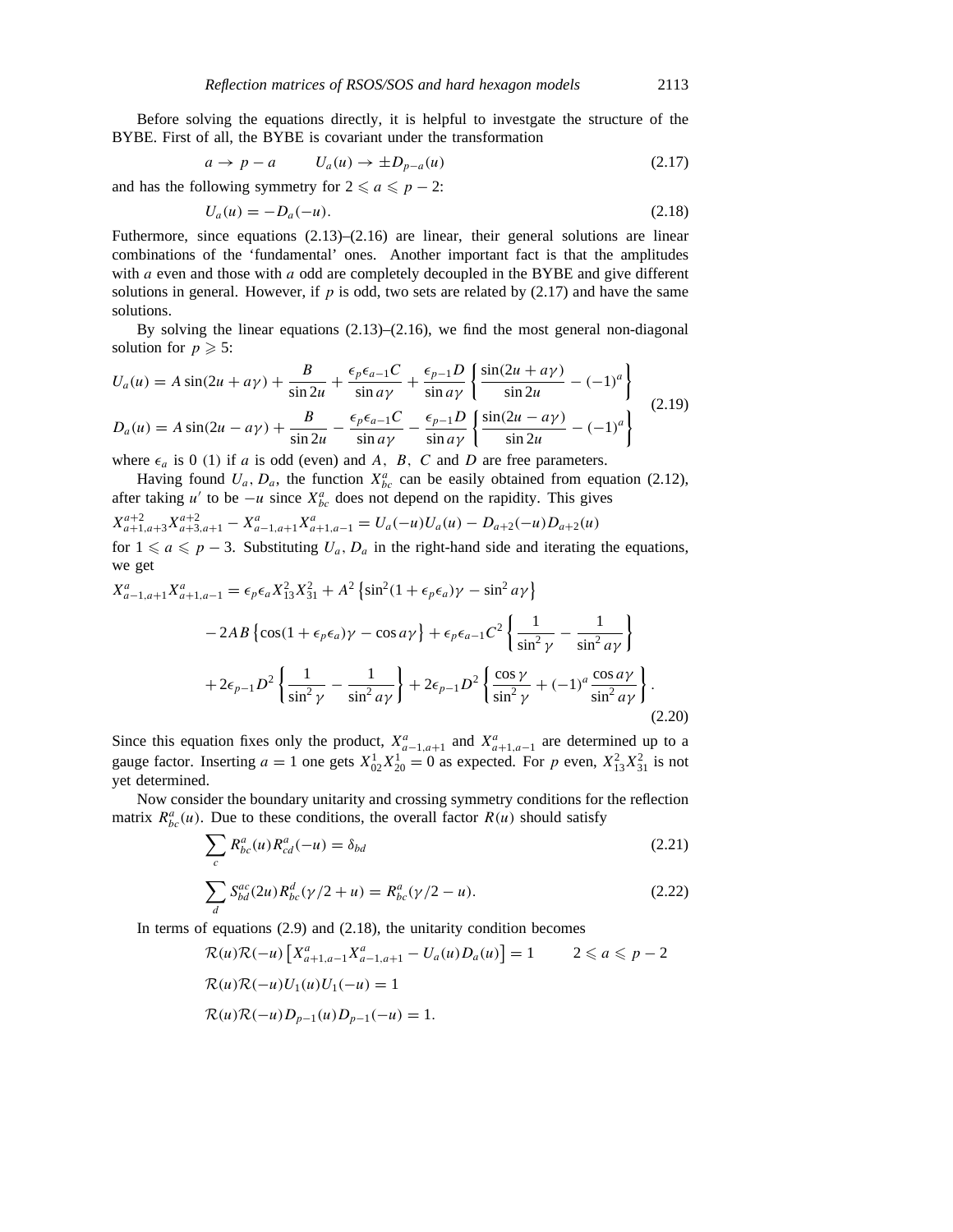Before solving the equations directly, it is helpful to investgate the structure of the BYBE. First of all, the BYBE is covariant under the transformation

$$a \to p-a \qquad U_a(u) \to \pm D_{p-a}(u) \tag{2.17}$$

and has the following symmetry for $2 \leqslant a \leqslant p-2$:

$$U_a(u) = -D_a(-u). \tag{2.18}$$

Futhermore, since equations (2.13)–(2.16) are linear, their general solutions are linear combinations of the 'fundamental' ones. Another important fact is that the amplitudes with $a$ even and those with $a$ odd are completely decoupled in the BYBE and give different solutions in general. However, if $p$ is odd, two sets are related by (2.17) and have the same solutions.

By solving the linear equations (2.13)–(2.16), we find the most general non-diagonal solution for $p \geqslant 5$:

$$\begin{aligned}
U_a(u) &= A\sin(2u+a\gamma) + \frac{B}{\sin 2u} + \frac{\epsilon_p\epsilon_{a-1}C}{\sin a\gamma} + \frac{\epsilon_{p-1}D}{\sin a\gamma}\left\{\frac{\sin(2u+a\gamma)}{\sin 2u} - (-1)^a\right\} \\
D_a(u) &= A\sin(2u-a\gamma) + \frac{B}{\sin 2u} - \frac{\epsilon_p\epsilon_{a-1}C}{\sin a\gamma} - \frac{\epsilon_{p-1}D}{\sin a\gamma}\left\{\frac{\sin(2u-a\gamma)}{\sin 2u} - (-1)^a\right\}
\end{aligned} \tag{2.19}$$

where $\epsilon_a$ is 0 (1) if $a$ is odd (even) and $A$, $B$, $C$ and $D$ are free parameters.

Having found $U_a, D_a$, the function $X^a_{bc}$ can be easily obtained from equation (2.12), after taking $u'$ to be $-u$ since $X^a_{bc}$ does not depend on the rapidity. This gives

$$X^{a+2}_{a+1,a+3}X^{a+2}_{a+3,a+1} - X^a_{a-1,a+1}X^a_{a+1,a-1} = U_a(-u)U_a(u) - D_{a+2}(-u)D_{a+2}(u)$$

for $1 \leqslant a \leqslant p-3$. Substituting $U_a, D_a$ in the right-hand side and iterating the equations, we get

$$\begin{aligned}
X^a_{a-1,a+1}X^a_{a+1,a-1} &= \epsilon_p\epsilon_a X^2_{13}X^2_{31} + A^2\left\{\sin^2(1+\epsilon_p\epsilon_a)\gamma - \sin^2 a\gamma\right\} \\
&\quad - 2AB\left\{\cos(1+\epsilon_p\epsilon_a)\gamma - \cos a\gamma\right\} + \epsilon_p\epsilon_{a-1}C^2\left\{\frac{1}{\sin^2\gamma} - \frac{1}{\sin^2 a\gamma}\right\} \\
&\quad + 2\epsilon_{p-1}D^2\left\{\frac{1}{\sin^2\gamma} - \frac{1}{\sin^2 a\gamma}\right\} + 2\epsilon_{p-1}D^2\left\{\frac{\cos\gamma}{\sin^2\gamma} + (-1)^a\frac{\cos a\gamma}{\sin^2 a\gamma}\right\}.
\end{aligned} \tag{2.20}$$

Since this equation fixes only the product, $X^a_{a-1,a+1}$ and $X^a_{a+1,a-1}$ are determined up to a gauge factor. Inserting $a=1$ one gets $X^1_{02}X^1_{20} = 0$ as expected. For $p$ even, $X^2_{13}X^2_{31}$ is not yet determined.

Now consider the boundary unitarity and crossing symmetry conditions for the reflection matrix $R^a_{bc}(u)$. Due to these conditions, the overall factor $R(u)$ should satisfy

$$\sum_c R^a_{bc}(u)R^a_{cd}(-u) = \delta_{bd} \tag{2.21}$$

$$\sum_d S^{ac}_{bd}(2u)R^d_{bc}(\gamma/2+u) = R^a_{bc}(\gamma/2-u). \tag{2.22}$$

In terms of equations (2.9) and (2.18), the unitarity condition becomes

$$\mathcal{R}(u)\mathcal{R}(-u)\left[X^a_{a+1,a-1}X^a_{a-1,a+1} - U_a(u)D_a(u)\right] = 1 \qquad 2 \leqslant a \leqslant p-2$$

$$\mathcal{R}(u)\mathcal{R}(-u)U_1(u)U_1(-u) = 1$$

$$\mathcal{R}(u)\mathcal{R}(-u)D_{p-1}(u)D_{p-1}(-u) = 1.$$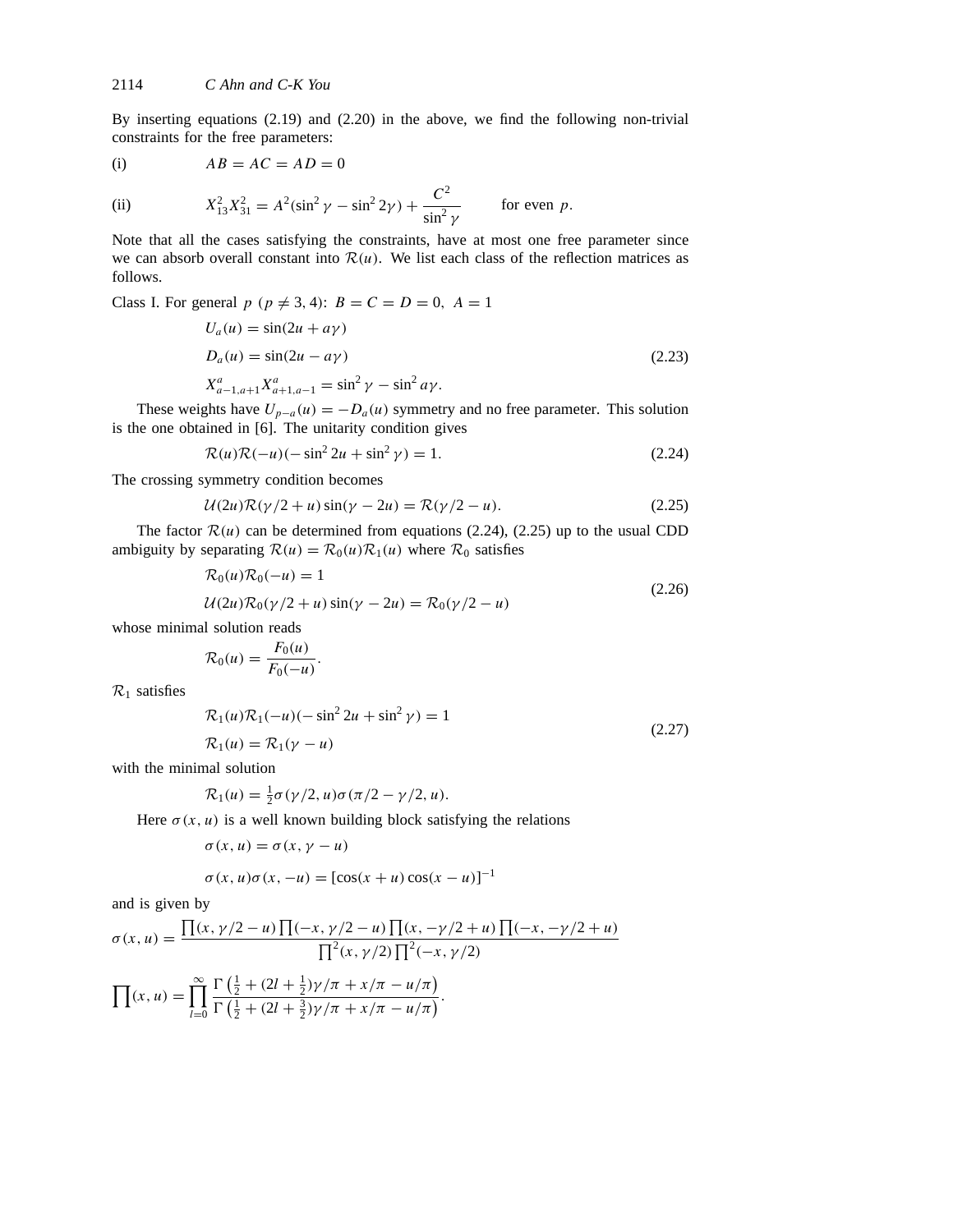By inserting equations (2.19) and (2.20) in the above, we find the following non-trivial constraints for the free parameters:

(i) $$AB = AC = AD = 0$$

(ii) $$X_{13}^2 X_{31}^2 = A^2(\sin^2\gamma - \sin^2 2\gamma) + \frac{C^2}{\sin^2\gamma} \qquad \text{for even } p.$$

Note that all the cases satisfying the constraints, have at most one free parameter since we can absorb overall constant into $\mathcal{R}(u)$. We list each class of the reflection matrices as follows.

Class I. For general $p$ $(p \neq 3, 4)$: $B = C = D = 0,\ A = 1$

$$\begin{aligned} U_a(u) &= \sin(2u + a\gamma) \\ D_a(u) &= \sin(2u - a\gamma) \\ X^a_{a-1,a+1} X^a_{a+1,a-1} &= \sin^2\gamma - \sin^2 a\gamma. \end{aligned} \tag{2.23}$$

These weights have $U_{p-a}(u) = -D_a(u)$ symmetry and no free parameter. This solution is the one obtained in [6]. The unitarity condition gives

$$\mathcal{R}(u)\mathcal{R}(-u)(-\sin^2 2u + \sin^2\gamma) = 1. \tag{2.24}$$

The crossing symmetry condition becomes

$$\mathcal{U}(2u)\mathcal{R}(\gamma/2 + u)\sin(\gamma - 2u) = \mathcal{R}(\gamma/2 - u). \tag{2.25}$$

The factor $\mathcal{R}(u)$ can be determined from equations (2.24), (2.25) up to the usual CDD ambiguity by separating $\mathcal{R}(u) = \mathcal{R}_0(u)\mathcal{R}_1(u)$ where $\mathcal{R}_0$ satisfies

$$\begin{aligned} &\mathcal{R}_0(u)\mathcal{R}_0(-u) = 1 \\ &\mathcal{U}(2u)\mathcal{R}_0(\gamma/2 + u)\sin(\gamma - 2u) = \mathcal{R}_0(\gamma/2 - u) \end{aligned} \tag{2.26}$$

whose minimal solution reads

$$\mathcal{R}_0(u) = \frac{F_0(u)}{F_0(-u)}.$$

$\mathcal{R}_1$ satisfies

$$\begin{aligned} &\mathcal{R}_1(u)\mathcal{R}_1(-u)(-\sin^2 2u + \sin^2\gamma) = 1 \\ &\mathcal{R}_1(u) = \mathcal{R}_1(\gamma - u) \end{aligned} \tag{2.27}$$

with the minimal solution

$$\mathcal{R}_1(u) = \tfrac{1}{2}\sigma(\gamma/2, u)\sigma(\pi/2 - \gamma/2, u).$$

Here $\sigma(x, u)$ is a well known building block satisfying the relations

$$\sigma(x, u) = \sigma(x, \gamma - u)$$

$$\sigma(x, u)\sigma(x, -u) = [\cos(x + u)\cos(x - u)]^{-1}$$

and is given by

$$\sigma(x, u) = \frac{\prod(x, \gamma/2 - u)\prod(-x, \gamma/2 - u)\prod(x, -\gamma/2 + u)\prod(-x, -\gamma/2 + u)}{\prod^2(x, \gamma/2)\prod^2(-x, \gamma/2)}$$

$$\prod(x, u) = \prod_{l=0}^{\infty} \frac{\Gamma\left(\frac{1}{2} + (2l + \frac{1}{2})\gamma/\pi + x/\pi - u/\pi\right)}{\Gamma\left(\frac{1}{2} + (2l + \frac{3}{2})\gamma/\pi + x/\pi - u/\pi\right)}.$$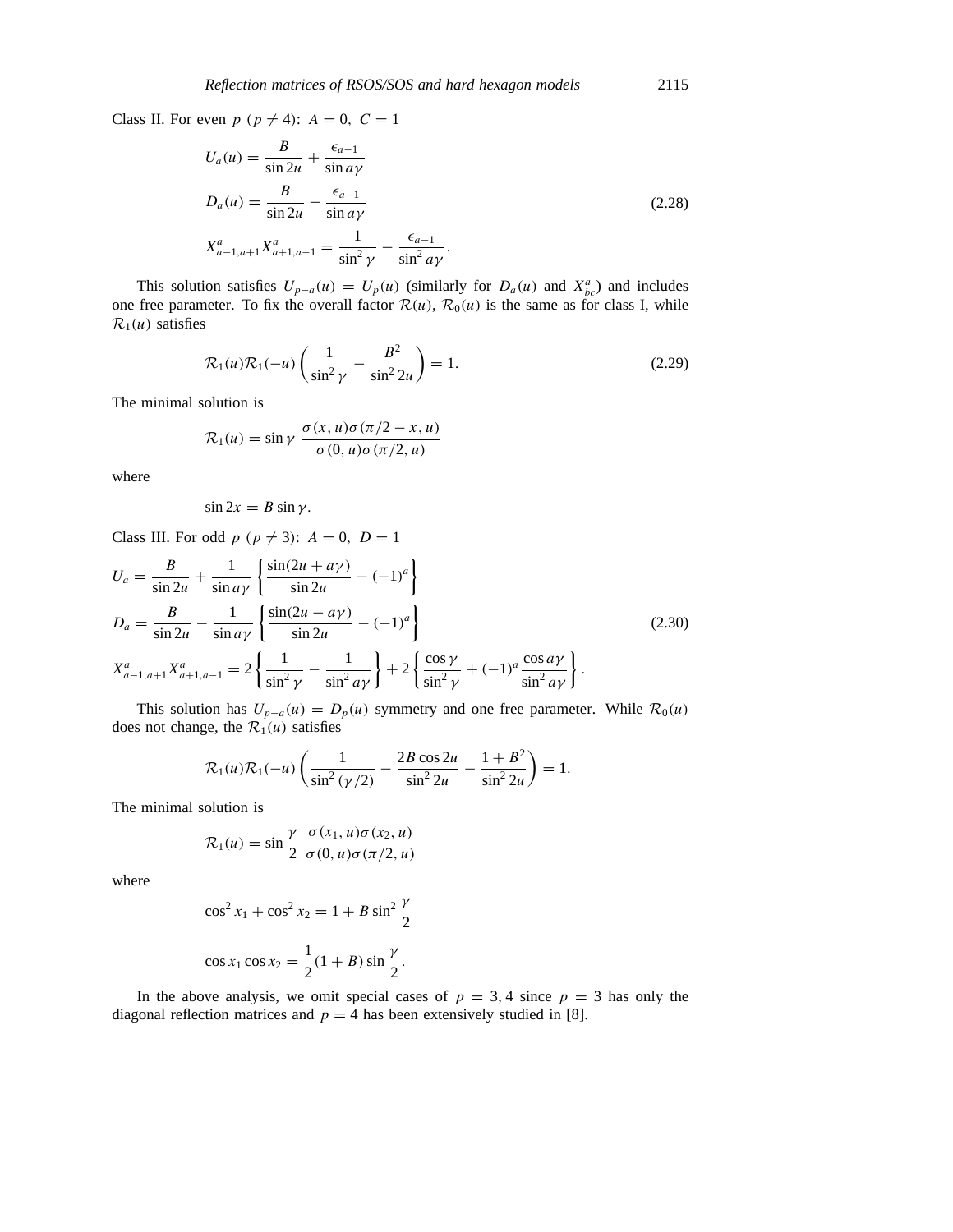Class II. For even $p$ ($p \neq 4$): $A = 0,\ C = 1$

$$
\begin{aligned}
U_a(u) &= \frac{B}{\sin 2u} + \frac{\epsilon_{a-1}}{\sin a\gamma} \\
D_a(u) &= \frac{B}{\sin 2u} - \frac{\epsilon_{a-1}}{\sin a\gamma} \\
X^a_{a-1,a+1} X^a_{a+1,a-1} &= \frac{1}{\sin^2\gamma} - \frac{\epsilon_{a-1}}{\sin^2 a\gamma}.
\end{aligned}
\tag{2.28}
$$

This solution satisfies $U_{p-a}(u) = U_p(u)$ (similarly for $D_a(u)$ and $X^a_{bc}$) and includes one free parameter. To fix the overall factor $\mathcal{R}(u)$, $\mathcal{R}_0(u)$ is the same as for class I, while $\mathcal{R}_1(u)$ satisfies

$$
\mathcal{R}_1(u)\mathcal{R}_1(-u)\left(\frac{1}{\sin^2\gamma} - \frac{B^2}{\sin^2 2u}\right) = 1. \tag{2.29}
$$

The minimal solution is

$$
\mathcal{R}_1(u) = \sin\gamma\ \frac{\sigma(x,u)\sigma(\pi/2 - x, u)}{\sigma(0,u)\sigma(\pi/2,u)}
$$

where

$$
\sin 2x = B\sin\gamma.
$$

Class III. For odd $p$ ($p \neq 3$): $A = 0,\ D = 1$

$$
\begin{aligned}
U_a &= \frac{B}{\sin 2u} + \frac{1}{\sin a\gamma}\left\{\frac{\sin(2u + a\gamma)}{\sin 2u} - (-1)^a\right\} \\
D_a &= \frac{B}{\sin 2u} - \frac{1}{\sin a\gamma}\left\{\frac{\sin(2u - a\gamma)}{\sin 2u} - (-1)^a\right\} \\
X^a_{a-1,a+1} X^a_{a+1,a-1} &= 2\left\{\frac{1}{\sin^2\gamma} - \frac{1}{\sin^2 a\gamma}\right\} + 2\left\{\frac{\cos\gamma}{\sin^2\gamma} + (-1)^a \frac{\cos a\gamma}{\sin^2 a\gamma}\right\}.
\end{aligned}
\tag{2.30}
$$

This solution has $U_{p-a}(u) = D_p(u)$ symmetry and one free parameter. While $\mathcal{R}_0(u)$ does not change, the $\mathcal{R}_1(u)$ satisfies

$$
\mathcal{R}_1(u)\mathcal{R}_1(-u)\left(\frac{1}{\sin^2(\gamma/2)} - \frac{2B\cos 2u}{\sin^2 2u} - \frac{1 + B^2}{\sin^2 2u}\right) = 1.
$$

The minimal solution is

$$
\mathcal{R}_1(u) = \sin\frac{\gamma}{2}\ \frac{\sigma(x_1,u)\sigma(x_2,u)}{\sigma(0,u)\sigma(\pi/2,u)}
$$

where

$$
\cos^2 x_1 + \cos^2 x_2 = 1 + B\sin^2\frac{\gamma}{2}
$$

$$
\cos x_1 \cos x_2 = \frac{1}{2}(1 + B)\sin\frac{\gamma}{2}.
$$

In the above analysis, we omit special cases of $p = 3, 4$ since $p = 3$ has only the diagonal reflection matrices and $p = 4$ has been extensively studied in [8].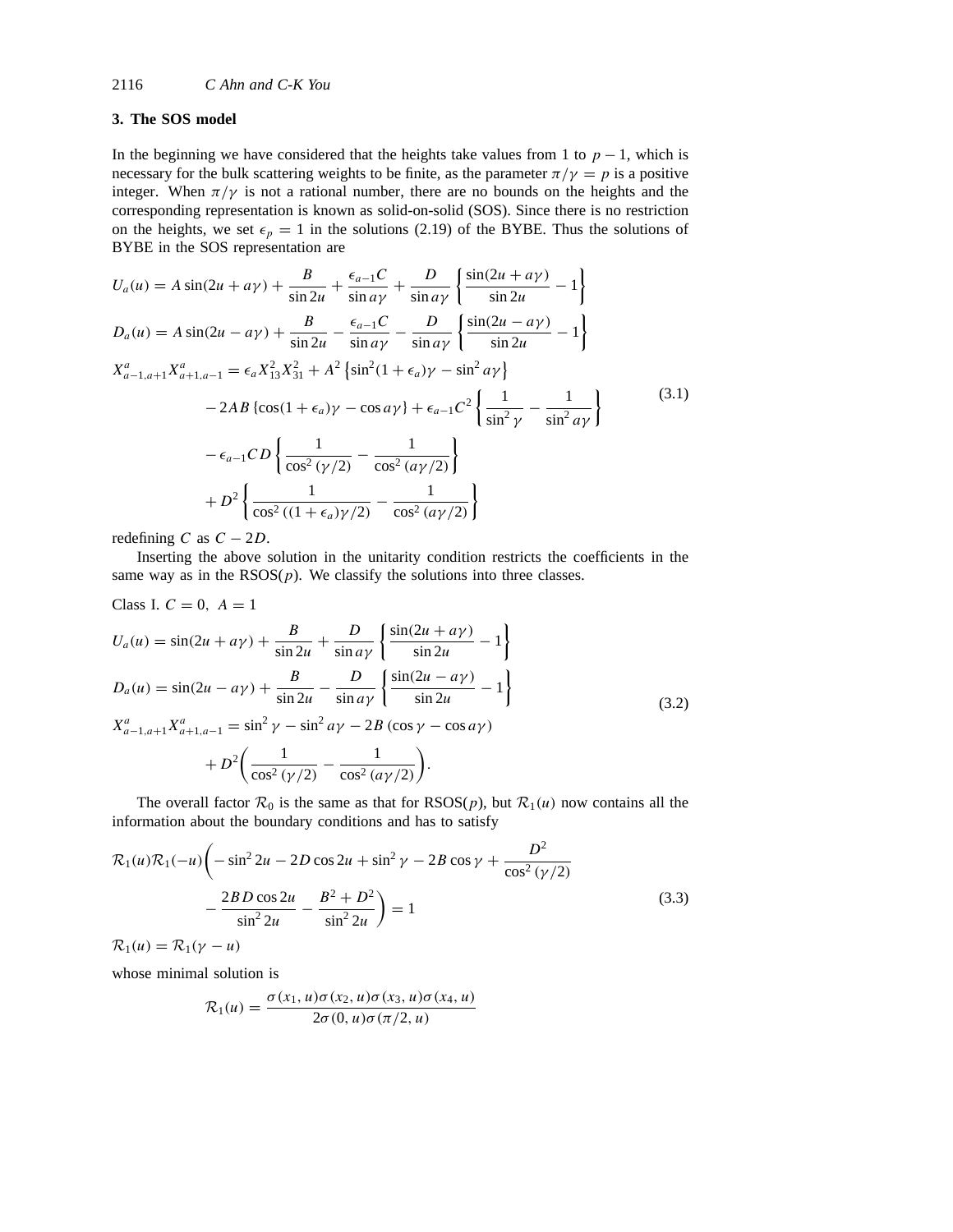## 3. The SOS model

In the beginning we have considered that the heights take values from 1 to $p-1$, which is necessary for the bulk scattering weights to be finite, as the parameter $\pi/\gamma = p$ is a positive integer. When $\pi/\gamma$ is not a rational number, there are no bounds on the heights and the corresponding representation is known as solid-on-solid (SOS). Since there is no restriction on the heights, we set $\epsilon_p = 1$ in the solutions (2.19) of the BYBE. Thus the solutions of BYBE in the SOS representation are

$$
\begin{aligned}
U_a(u) &= A\sin(2u+a\gamma) + \frac{B}{\sin 2u} + \frac{\epsilon_{a-1}C}{\sin a\gamma} + \frac{D}{\sin a\gamma}\left\{\frac{\sin(2u+a\gamma)}{\sin 2u} - 1\right\} \\
D_a(u) &= A\sin(2u-a\gamma) + \frac{B}{\sin 2u} - \frac{\epsilon_{a-1}C}{\sin a\gamma} - \frac{D}{\sin a\gamma}\left\{\frac{\sin(2u-a\gamma)}{\sin 2u} - 1\right\} \\
X^a_{a-1,a+1}X^a_{a+1,a-1} &= \epsilon_a X^2_{13}X^2_{31} + A^2\left\{\sin^2(1+\epsilon_a)\gamma - \sin^2 a\gamma\right\} \\
&\quad - 2AB\left\{\cos(1+\epsilon_a)\gamma - \cos a\gamma\right\} + \epsilon_{a-1}C^2\left\{\frac{1}{\sin^2\gamma} - \frac{1}{\sin^2 a\gamma}\right\} \\
&\quad - \epsilon_{a-1}CD\left\{\frac{1}{\cos^2(\gamma/2)} - \frac{1}{\cos^2(a\gamma/2)}\right\} \\
&\quad + D^2\left\{\frac{1}{\cos^2((1+\epsilon_a)\gamma/2)} - \frac{1}{\cos^2(a\gamma/2)}\right\}
\end{aligned}
\tag{3.1}
$$

redefining $C$ as $C-2D$.

Inserting the above solution in the unitarity condition restricts the coefficients in the same way as in the RSOS($p$). We classify the solutions into three classes.

Class I. $C = 0,\ A = 1$

$$
\begin{aligned}
U_a(u) &= \sin(2u+a\gamma) + \frac{B}{\sin 2u} + \frac{D}{\sin a\gamma}\left\{\frac{\sin(2u+a\gamma)}{\sin 2u} - 1\right\} \\
D_a(u) &= \sin(2u-a\gamma) + \frac{B}{\sin 2u} - \frac{D}{\sin a\gamma}\left\{\frac{\sin(2u-a\gamma)}{\sin 2u} - 1\right\} \\
X^a_{a-1,a+1}X^a_{a+1,a-1} &= \sin^2\gamma - \sin^2 a\gamma - 2B(\cos\gamma - \cos a\gamma) \\
&\quad + D^2\left(\frac{1}{\cos^2(\gamma/2)} - \frac{1}{\cos^2(a\gamma/2)}\right).
\end{aligned}
\tag{3.2}
$$

The overall factor $\mathcal{R}_0$ is the same as that for RSOS($p$), but $\mathcal{R}_1(u)$ now contains all the information about the boundary conditions and has to satisfy

$$
\begin{aligned}
\mathcal{R}_1(u)\mathcal{R}_1(-u)\bigg(&-\sin^2 2u - 2D\cos 2u + \sin^2\gamma - 2B\cos\gamma + \frac{D^2}{\cos^2(\gamma/2)} \\
&- \frac{2BD\cos 2u}{\sin^2 2u} - \frac{B^2+D^2}{\sin^2 2u}\bigg) = 1
\end{aligned}
\tag{3.3}
$$

$$\mathcal{R}_1(u) = \mathcal{R}_1(\gamma - u)$$

whose minimal solution is

$$\mathcal{R}_1(u) = \frac{\sigma(x_1,u)\sigma(x_2,u)\sigma(x_3,u)\sigma(x_4,u)}{2\sigma(0,u)\sigma(\pi/2,u)}$$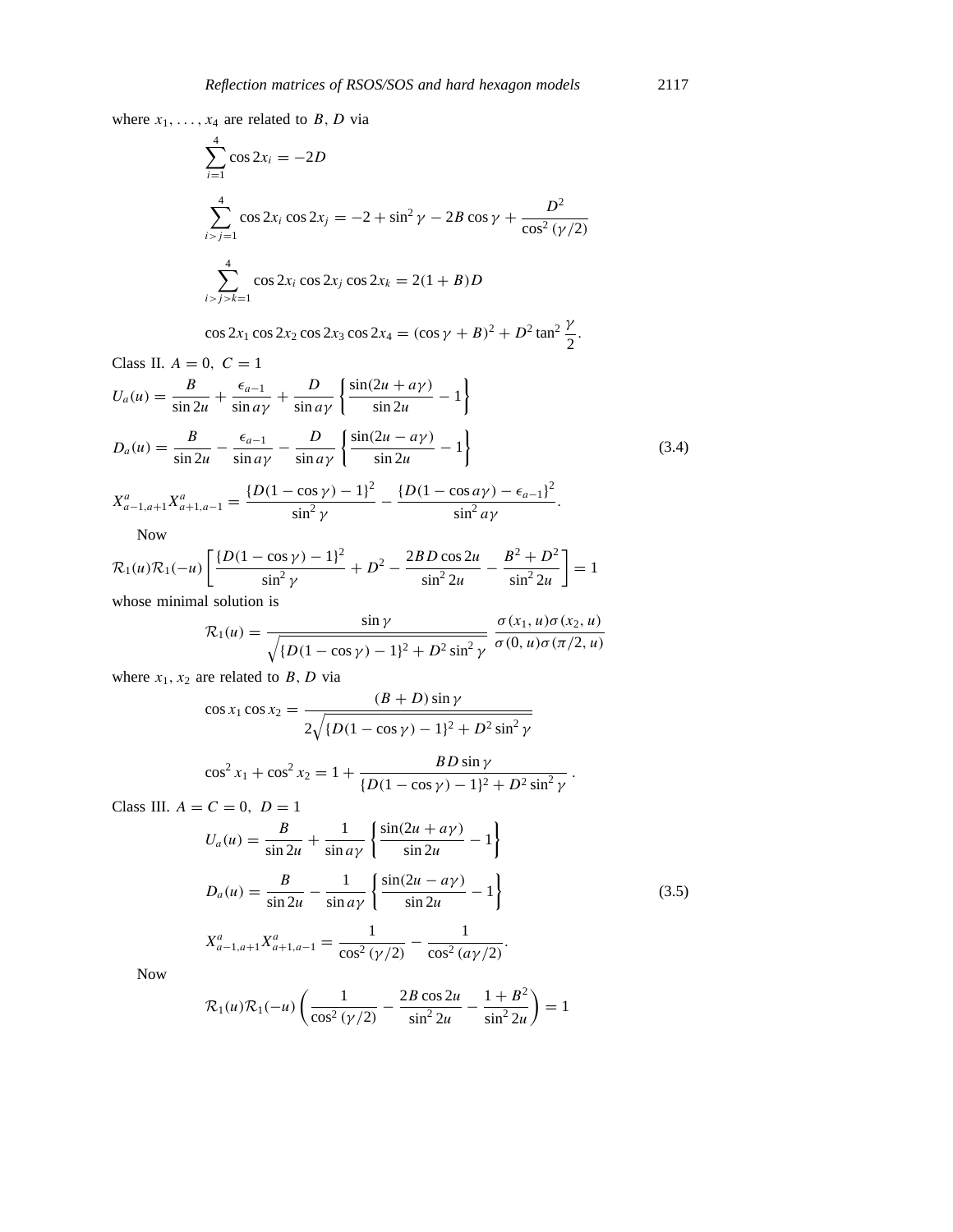where $x_1, \ldots, x_4$ are related to $B$, $D$ via

$$\sum_{i=1}^{4} \cos 2x_i = -2D$$

$$\sum_{i>j=1}^{4} \cos 2x_i \cos 2x_j = -2 + \sin^2\gamma - 2B\cos\gamma + \frac{D^2}{\cos^2(\gamma/2)}$$

$$\sum_{i>j>k=1}^{4} \cos 2x_i \cos 2x_j \cos 2x_k = 2(1+B)D$$

$$\cos 2x_1 \cos 2x_2 \cos 2x_3 \cos 2x_4 = (\cos\gamma + B)^2 + D^2 \tan^2\frac{\gamma}{2}.$$

Class II. $A = 0,\ C = 1$

$$\begin{aligned}
U_a(u) &= \frac{B}{\sin 2u} + \frac{\epsilon_{a-1}}{\sin a\gamma} + \frac{D}{\sin a\gamma}\left\{\frac{\sin(2u + a\gamma)}{\sin 2u} - 1\right\} \\
D_a(u) &= \frac{B}{\sin 2u} - \frac{\epsilon_{a-1}}{\sin a\gamma} - \frac{D}{\sin a\gamma}\left\{\frac{\sin(2u - a\gamma)}{\sin 2u} - 1\right\} \\
X^a_{a-1,a+1} X^a_{a+1,a-1} &= \frac{\{D(1-\cos\gamma) - 1\}^2}{\sin^2\gamma} - \frac{\{D(1-\cos a\gamma) - \epsilon_{a-1}\}^2}{\sin^2 a\gamma}.
\end{aligned} \tag{3.4}$$

Now

$$\mathcal{R}_1(u)\mathcal{R}_1(-u)\left[\frac{\{D(1-\cos\gamma) - 1\}^2}{\sin^2\gamma} + D^2 - \frac{2BD\cos 2u}{\sin^2 2u} - \frac{B^2 + D^2}{\sin^2 2u}\right] = 1$$

whose minimal solution is

$$\mathcal{R}_1(u) = \frac{\sin\gamma}{\sqrt{\{D(1-\cos\gamma) - 1\}^2 + D^2\sin^2\gamma}}\ \frac{\sigma(x_1, u)\sigma(x_2, u)}{\sigma(0, u)\sigma(\pi/2, u)}$$

where $x_1, x_2$ are related to $B$, $D$ via

$$\cos x_1 \cos x_2 = \frac{(B + D)\sin\gamma}{2\sqrt{\{D(1-\cos\gamma) - 1\}^2 + D^2\sin^2\gamma}}$$

$$\cos^2 x_1 + \cos^2 x_2 = 1 + \frac{BD\sin\gamma}{\{D(1-\cos\gamma) - 1\}^2 + D^2\sin^2\gamma}\,.$$

Class III. $A = C = 0,\ D = 1$

$$\begin{aligned}
U_a(u) &= \frac{B}{\sin 2u} + \frac{1}{\sin a\gamma}\left\{\frac{\sin(2u + a\gamma)}{\sin 2u} - 1\right\} \\
D_a(u) &= \frac{B}{\sin 2u} - \frac{1}{\sin a\gamma}\left\{\frac{\sin(2u - a\gamma)}{\sin 2u} - 1\right\} \\
X^a_{a-1,a+1} X^a_{a+1,a-1} &= \frac{1}{\cos^2(\gamma/2)} - \frac{1}{\cos^2(a\gamma/2)}.
\end{aligned} \tag{3.5}$$

Now

$$\mathcal{R}_1(u)\mathcal{R}_1(-u)\left(\frac{1}{\cos^2(\gamma/2)} - \frac{2B\cos 2u}{\sin^2 2u} - \frac{1 + B^2}{\sin^2 2u}\right) = 1$$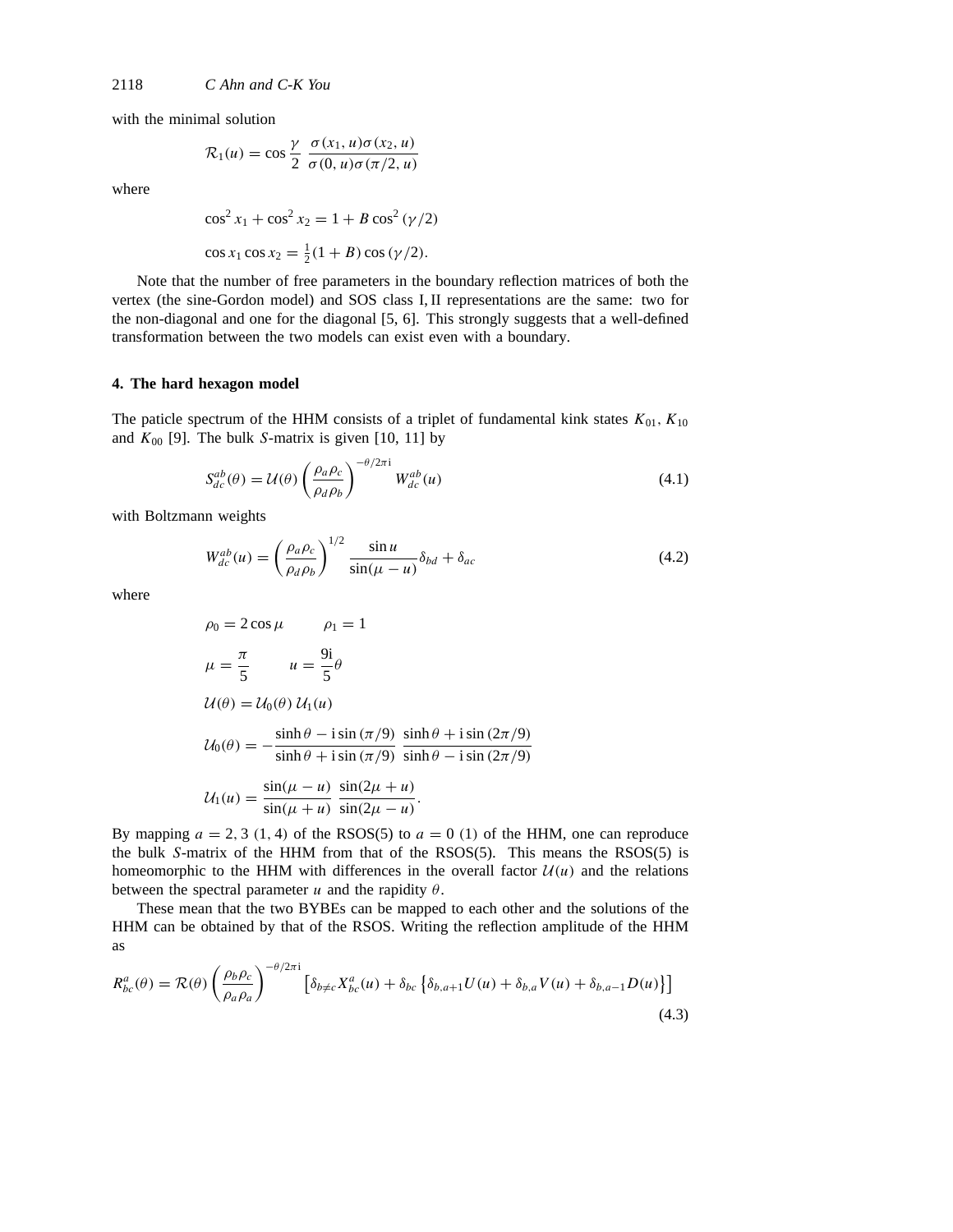with the minimal solution

$$\mathcal{R}_1(u) = \cos\frac{\gamma}{2}\ \frac{\sigma(x_1, u)\sigma(x_2, u)}{\sigma(0, u)\sigma(\pi/2, u)}$$

where

$$\cos^2 x_1 + \cos^2 x_2 = 1 + B\cos^2(\gamma/2)$$

$$\cos x_1 \cos x_2 = \tfrac{1}{2}(1 + B)\cos(\gamma/2).$$

Note that the number of free parameters in the boundary reflection matrices of both the vertex (the sine-Gordon model) and SOS class I, II representations are the same: two for the non-diagonal and one for the diagonal [5, 6]. This strongly suggests that a well-defined transformation between the two models can exist even with a boundary.

## 4. The hard hexagon model

The paticle spectrum of the HHM consists of a triplet of fundamental kink states $K_{01}$, $K_{10}$ and $K_{00}$ [9]. The bulk $S$-matrix is given [10, 11] by

$$S^{ab}_{dc}(\theta) = \mathcal{U}(\theta)\left(\frac{\rho_a \rho_c}{\rho_d \rho_b}\right)^{-\theta/2\pi \mathrm{i}} W^{ab}_{dc}(u) \tag{4.1}$$

with Boltzmann weights

$$W^{ab}_{dc}(u) = \left(\frac{\rho_a \rho_c}{\rho_d \rho_b}\right)^{1/2} \frac{\sin u}{\sin(\mu - u)}\delta_{bd} + \delta_{ac} \tag{4.2}$$

where

$$\rho_0 = 2\cos\mu \qquad \rho_1 = 1$$

$$\mu = \frac{\pi}{5} \qquad u = \frac{9\mathrm{i}}{5}\theta$$

$$\mathcal{U}(\theta) = \mathcal{U}_0(\theta)\,\mathcal{U}_1(u)$$

$$\mathcal{U}_0(\theta) = -\frac{\sinh\theta - \mathrm{i}\sin(\pi/9)}{\sinh\theta + \mathrm{i}\sin(\pi/9)}\ \frac{\sinh\theta + \mathrm{i}\sin(2\pi/9)}{\sinh\theta - \mathrm{i}\sin(2\pi/9)}$$

$$\mathcal{U}_1(u) = \frac{\sin(\mu - u)}{\sin(\mu + u)}\ \frac{\sin(2\mu + u)}{\sin(2\mu - u)}.$$

By mapping $a = 2, 3$ $(1, 4)$ of the RSOS(5) to $a = 0$ $(1)$ of the HHM, one can reproduce the bulk $S$-matrix of the HHM from that of the RSOS(5). This means the RSOS(5) is homeomorphic to the HHM with differences in the overall factor $\mathcal{U}(u)$ and the relations between the spectral parameter $u$ and the rapidity $\theta$.

These mean that the two BYBEs can be mapped to each other and the solutions of the HHM can be obtained by that of the RSOS. Writing the reflection amplitude of the HHM as

$$R^a_{bc}(\theta) = \mathcal{R}(\theta)\left(\frac{\rho_b \rho_c}{\rho_a \rho_a}\right)^{-\theta/2\pi \mathrm{i}} \left[\delta_{b\neq c} X^a_{bc}(u) + \delta_{bc}\left\{\delta_{b,a+1}U(u) + \delta_{b,a}V(u) + \delta_{b,a-1}D(u)\right\}\right] \tag{4.3}$$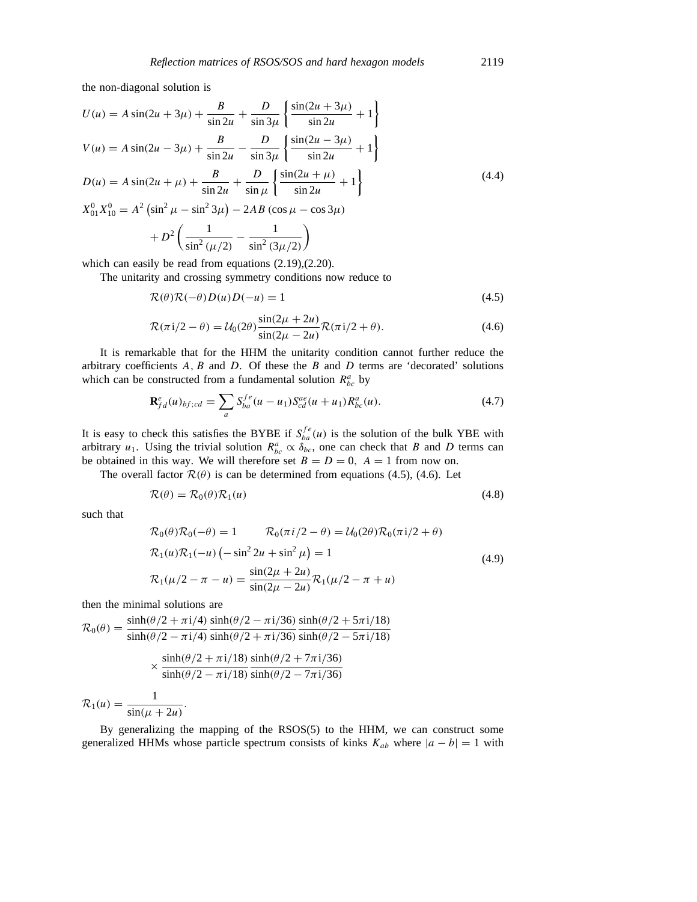the non-diagonal solution is

$$
\begin{aligned}
U(u) &= A\sin(2u+3\mu) + \frac{B}{\sin 2u} + \frac{D}{\sin 3\mu}\left\{\frac{\sin(2u+3\mu)}{\sin 2u}+1\right\} \\
V(u) &= A\sin(2u-3\mu) + \frac{B}{\sin 2u} - \frac{D}{\sin 3\mu}\left\{\frac{\sin(2u-3\mu)}{\sin 2u}+1\right\} \\
D(u) &= A\sin(2u+\mu) + \frac{B}{\sin 2u} + \frac{D}{\sin \mu}\left\{\frac{\sin(2u+\mu)}{\sin 2u}+1\right\} \\
X^0_{01}X^0_{10} &= A^2\left(\sin^2\mu - \sin^2 3\mu\right) - 2AB\left(\cos\mu - \cos 3\mu\right) \\
&\quad + D^2\left(\frac{1}{\sin^2(\mu/2)} - \frac{1}{\sin^2(3\mu/2)}\right)
\end{aligned}
\tag{4.4}
$$

which can easily be read from equations (2.19),(2.20).

The unitarity and crossing symmetry conditions now reduce to

$$
\mathcal{R}(\theta)\mathcal{R}(-\theta)D(u)D(-u) = 1 \tag{4.5}
$$

$$
\mathcal{R}(\pi \mathrm{i}/2 - \theta) = \mathcal{U}_0(2\theta)\frac{\sin(2\mu+2u)}{\sin(2\mu-2u)}\mathcal{R}(\pi \mathrm{i}/2+\theta). \tag{4.6}
$$

It is remarkable that for the HHM the unitarity condition cannot further reduce the arbitrary coefficients $A$, $B$ and $D$. Of these the $B$ and $D$ terms are 'decorated' solutions which can be constructed from a fundamental solution $R^a_{bc}$ by

$$
\mathbf{R}^e_{fd}(u)_{bf;cd} = \sum_a S^{fe}_{ba}(u-u_1)S^{ae}_{cd}(u+u_1)R^a_{bc}(u). \tag{4.7}
$$

It is easy to check this satisfies the BYBE if $S^{fe}_{ba}(u)$ is the solution of the bulk YBE with arbitrary $u_1$. Using the trivial solution $R^a_{bc} \propto \delta_{bc}$, one can check that $B$ and $D$ terms can be obtained in this way. We will therefore set $B = D = 0,\ A = 1$ from now on.

The overall factor $\mathcal{R}(\theta)$ is can be determined from equations (4.5), (4.6). Let

$$
\mathcal{R}(\theta) = \mathcal{R}_0(\theta)\mathcal{R}_1(u) \tag{4.8}
$$

such that

$$
\begin{aligned}
&\mathcal{R}_0(\theta)\mathcal{R}_0(-\theta) = 1 \qquad \mathcal{R}_0(\pi i/2-\theta) = \mathcal{U}_0(2\theta)\mathcal{R}_0(\pi \mathrm{i}/2+\theta) \\
&\mathcal{R}_1(u)\mathcal{R}_1(-u)\left(-\sin^2 2u + \sin^2\mu\right) = 1 \\
&\mathcal{R}_1(\mu/2-\pi-u) = \frac{\sin(2\mu+2u)}{\sin(2\mu-2u)}\mathcal{R}_1(\mu/2-\pi+u)
\end{aligned}
\tag{4.9}
$$

then the minimal solutions are

$$
\begin{aligned}
\mathcal{R}_0(\theta) &= \frac{\sinh(\theta/2+\pi \mathrm{i}/4)}{\sinh(\theta/2-\pi \mathrm{i}/4)}\frac{\sinh(\theta/2-\pi \mathrm{i}/36)}{\sinh(\theta/2+\pi \mathrm{i}/36)}\frac{\sinh(\theta/2+5\pi \mathrm{i}/18)}{\sinh(\theta/2-5\pi \mathrm{i}/18)} \\
&\quad\times\frac{\sinh(\theta/2+\pi \mathrm{i}/18)}{\sinh(\theta/2-\pi \mathrm{i}/18)}\frac{\sinh(\theta/2+7\pi \mathrm{i}/36)}{\sinh(\theta/2-7\pi \mathrm{i}/36)}
\end{aligned}
$$

$$
\mathcal{R}_1(u) = \frac{1}{\sin(\mu+2u)}.
$$

By generalizing the mapping of the RSOS(5) to the HHM, we can construct some generalized HHMs whose particle spectrum consists of kinks $K_{ab}$ where $|a-b| = 1$ with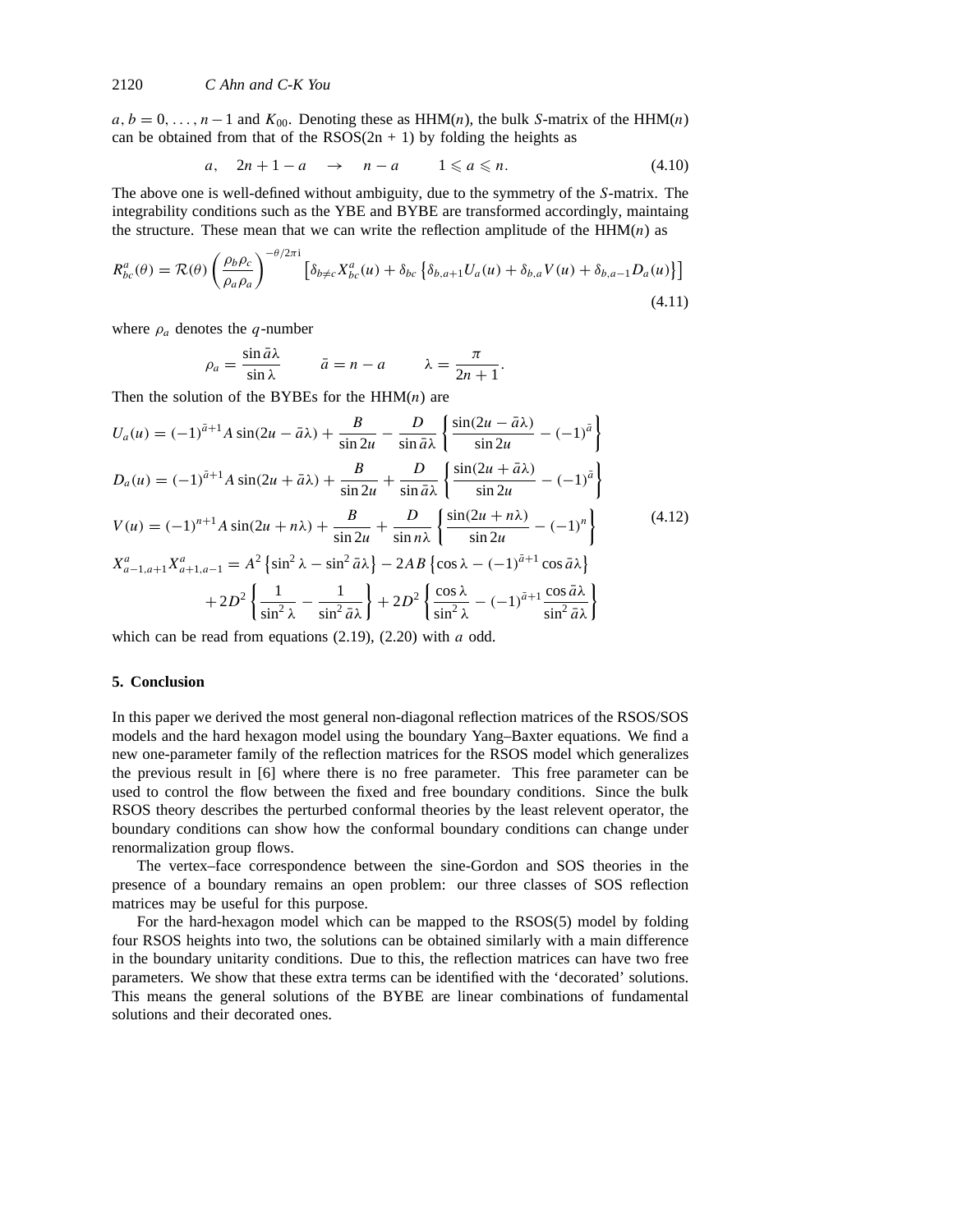$a, b = 0, \ldots, n-1$ and $K_{00}$. Denoting these as HHM($n$), the bulk $S$-matrix of the HHM($n$) can be obtained from that of the RSOS(2n + 1) by folding the heights as

$$a, \quad 2n+1-a \quad \to \quad n-a \qquad 1 \leqslant a \leqslant n. \tag{4.10}$$

The above one is well-defined without ambiguity, due to the symmetry of the $S$-matrix. The integrability conditions such as the YBE and BYBE are transformed accordingly, maintaing the structure. These mean that we can write the reflection amplitude of the HHM($n$) as

$$R^a_{bc}(\theta) = \mathcal{R}(\theta)\left(\frac{\rho_b \rho_c}{\rho_a \rho_a}\right)^{-\theta/2\pi \mathrm{i}} \left[\delta_{b\neq c} X^a_{bc}(u) + \delta_{bc}\left\{\delta_{b,a+1} U_a(u) + \delta_{b,a} V(u) + \delta_{b,a-1} D_a(u)\right\}\right] \tag{4.11}$$

where $\rho_a$ denotes the $q$-number

$$\rho_a = \frac{\sin \bar{a}\lambda}{\sin \lambda} \qquad \bar{a} = n-a \qquad \lambda = \frac{\pi}{2n+1}.$$

Then the solution of the BYBEs for the HHM($n$) are

$$\begin{aligned}
U_a(u) &= (-1)^{\bar{a}+1} A \sin(2u - \bar{a}\lambda) + \frac{B}{\sin 2u} - \frac{D}{\sin \bar{a}\lambda}\left\{\frac{\sin(2u - \bar{a}\lambda)}{\sin 2u} - (-1)^{\bar{a}}\right\} \\
D_a(u) &= (-1)^{\bar{a}+1} A \sin(2u + \bar{a}\lambda) + \frac{B}{\sin 2u} + \frac{D}{\sin \bar{a}\lambda}\left\{\frac{\sin(2u + \bar{a}\lambda)}{\sin 2u} - (-1)^{\bar{a}}\right\} \\
V(u) &= (-1)^{n+1} A \sin(2u + n\lambda) + \frac{B}{\sin 2u} + \frac{D}{\sin n\lambda}\left\{\frac{\sin(2u + n\lambda)}{\sin 2u} - (-1)^{n}\right\} \\
X^a_{a-1,a+1} X^a_{a+1,a-1} &= A^2\left\{\sin^2\lambda - \sin^2 \bar{a}\lambda\right\} - 2AB\left\{\cos\lambda - (-1)^{\bar{a}+1}\cos\bar{a}\lambda\right\} \\
&\quad + 2D^2\left\{\frac{1}{\sin^2\lambda} - \frac{1}{\sin^2\bar{a}\lambda}\right\} + 2D^2\left\{\frac{\cos\lambda}{\sin^2\lambda} - (-1)^{\bar{a}+1}\frac{\cos\bar{a}\lambda}{\sin^2\bar{a}\lambda}\right\}
\end{aligned} \tag{4.12}$$

which can be read from equations (2.19), (2.20) with $a$ odd.

## 5. Conclusion

In this paper we derived the most general non-diagonal reflection matrices of the RSOS/SOS models and the hard hexagon model using the boundary Yang–Baxter equations. We find a new one-parameter family of the reflection matrices for the RSOS model which generalizes the previous result in [6] where there is no free parameter. This free parameter can be used to control the flow between the fixed and free boundary conditions. Since the bulk RSOS theory describes the perturbed conformal theories by the least relevent operator, the boundary conditions can show how the conformal boundary conditions can change under renormalization group flows.

The vertex–face correspondence between the sine-Gordon and SOS theories in the presence of a boundary remains an open problem: our three classes of SOS reflection matrices may be useful for this purpose.

For the hard-hexagon model which can be mapped to the RSOS(5) model by folding four RSOS heights into two, the solutions can be obtained similarly with a main difference in the boundary unitarity conditions. Due to this, the reflection matrices can have two free parameters. We show that these extra terms can be identified with the 'decorated' solutions. This means the general solutions of the BYBE are linear combinations of fundamental solutions and their decorated ones.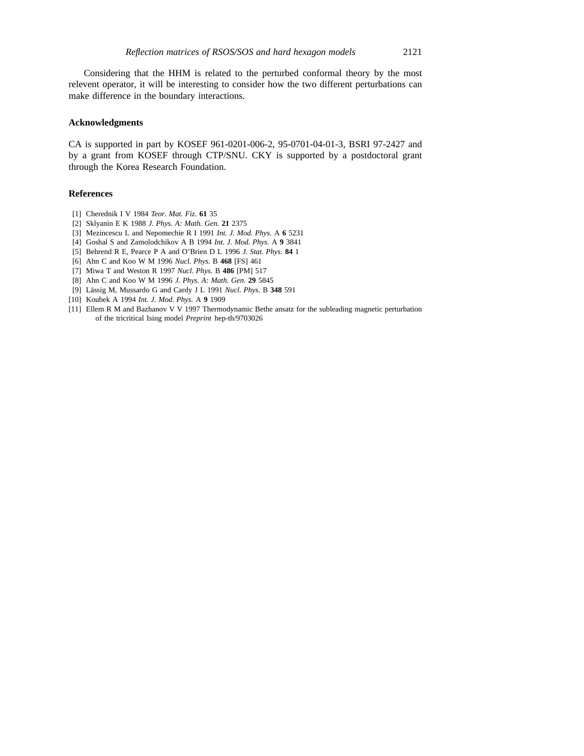Considering that the HHM is related to the perturbed conformal theory by the most relevent operator, it will be interesting to consider how the two different perturbations can make difference in the boundary interactions.

## Acknowledgments

CA is supported in part by KOSEF 961-0201-006-2, 95-0701-04-01-3, BSRI 97-2427 and by a grant from KOSEF through CTP/SNU. CKY is supported by a postdoctoral grant through the Korea Research Foundation.

## References

[1] Cherednik I V 1984 *Teor. Mat. Fiz.* **61** 35

[2] Sklyanin E K 1988 *J. Phys. A: Math. Gen.* **21** 2375

[3] Mezincescu L and Nepomechie R I 1991 *Int. J. Mod. Phys.* A **6** 5231

[4] Goshal S and Zamolodchikov A B 1994 *Int. J. Mod. Phys.* A **9** 3841

[5] Behrend R E, Pearce P A and O'Brien D L 1996 *J. Stat. Phys.* **84** 1

[6] Ahn C and Koo W M 1996 *Nucl. Phys.* B **468** [FS] 461

[7] Miwa T and Weston R 1997 *Nucl. Phys.* B **486** [PM] 517

[8] Ahn C and Koo W M 1996 *J. Phys. A: Math. Gen.* **29** 5845

[9] Lässig M, Mussardo G and Cardy J L 1991 *Nucl. Phys.* B **348** 591

[10] Koubek A 1994 *Int. J. Mod. Phys.* A **9** 1909

[11] Ellem R M and Bazhanov V V 1997 Thermodynamic Bethe ansatz for the subleading magnetic perturbation of the tricritical Ising model *Preprint* hep-th/9703026